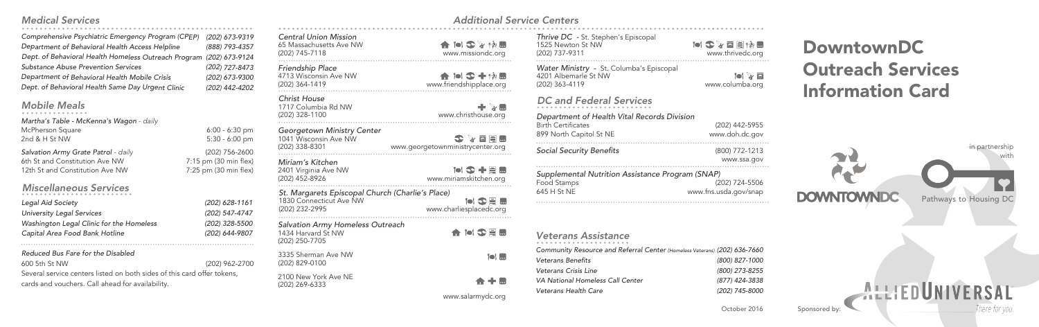# DowntownDC Outreach Services Information Card

## Medical Services

| Service | Phone |
|---|---|
| *Comprehensive Psychiatric Emergency Program (CPEP)* | *(202) 673-9319* |
| *Department of Behavioral Health Access Helpline* | *(888) 793-4357* |
| *Dept. of Behavioral Health Homeless Outreach Program* | *(202) 673-9124* |
| *Substance Abuse Prevention Services* | *(202) 727-8473* |
| *Department of Behavioral Health Mobile Crisis* | *(202) 673-9300* |
| *Dept. of Behavioral Health Same Day Urgent Clinic* | *(202) 442-4202* |

## Mobile Meals

*Martha's Table - McKenna's Wagon* - daily
McPherson Square — 6:00 - 6:30 pm
2nd & H St NW — 5:30 - 6:00 pm

*Salvation Army Grate Patrol* - daily — (202) 756-2600
6th St and Constitution Ave NW — 7:15 pm (30 min flex)
12th St and Constitution Ave NW — 7:25 pm (30 min flex)

## Miscellaneous Services

| Service | Phone |
|---|---|
| *Legal Aid Society* | *(202) 628-1161* |
| *University Legal Services* | *(202) 547-4747* |
| *Washington Legal Clinic for the Homeless* | *(202) 328-5500* |
| *Capital Area Food Bank Hotline* | *(202) 644-9807* |

*Reduced Bus Fare for the Disabled*
600 5th St NW — (202) 962-2700
Several service centers listed on both sides of this card offer tokens, cards and vouchers. Call ahead for availability.

## Additional Service Centers

*Central Union Mission*
65 Massachusetts Ave NW
(202) 745-7118
www.missiondc.org

*Friendship Place*
4713 Wisconsin Ave NW
(202) 364-1419
www.friendshipplace.org

*Christ House*
1717 Columbia Rd NW
(202) 328-1100
www.christhouse.org

*Georgetown Ministry Center*
1041 Wisconsin Ave NW
(202) 338-8301
www.georgetownministrycenter.org

*Miriam's Kitchen*
2401 Virginia Ave NW
(202) 452-8926
www.miriamskitchen.org

*St. Margarets Episcopal Church (Charlie's Place)*
1830 Connecticut Ave NW
(202) 232-2995
www.charliesplacedc.org

*Salvation Army Homeless Outreach*
1434 Harvard St NW
(202) 250-7705

3335 Sherman Ave NW
(202) 829-0100

2100 New York Ave NE
(202) 269-6333

www.salarmydc.org

*Thrive DC* - St. Stephen's Episcopal
1525 Newton St NW
(202) 737-9311
www.thrivedc.org

*Water Ministry* - St. Columba's Episcopal
4201 Albemarle St NW
(202) 363-4119
www.columba.org

## DC and Federal Services

*Department of Health Vital Records Division*
Birth Certificates — (202) 442-5955
899 North Capitol St NE — www.doh.dc.gov

*Social Security Benefits* — (800) 772-1213
www.ssa.gov

*Supplemental Nutrition Assistance Program (SNAP)*
Food Stamps — (202) 724-5506
645 H St NE — www.fns.usda.gov/snap

## Veterans Assistance

| Service | Phone |
|---|---|
| *Community Resource and Referral Center (Homeless Veterans)* | *(202) 636-7660* |
| *Veterans Benefits* | *(800) 827-1000* |
| *Veterans Crisis Line* | *(800) 273-8255* |
| *VA National Homeless Call Center* | *(877) 424-3838* |
| *Veterans Health Care* | *(202) 745-8000* |

October 2016

DOWNTOWNDC in partnership with Pathways to Housing DC

Sponsored by: ALLIEDUNIVERSAL — There for you.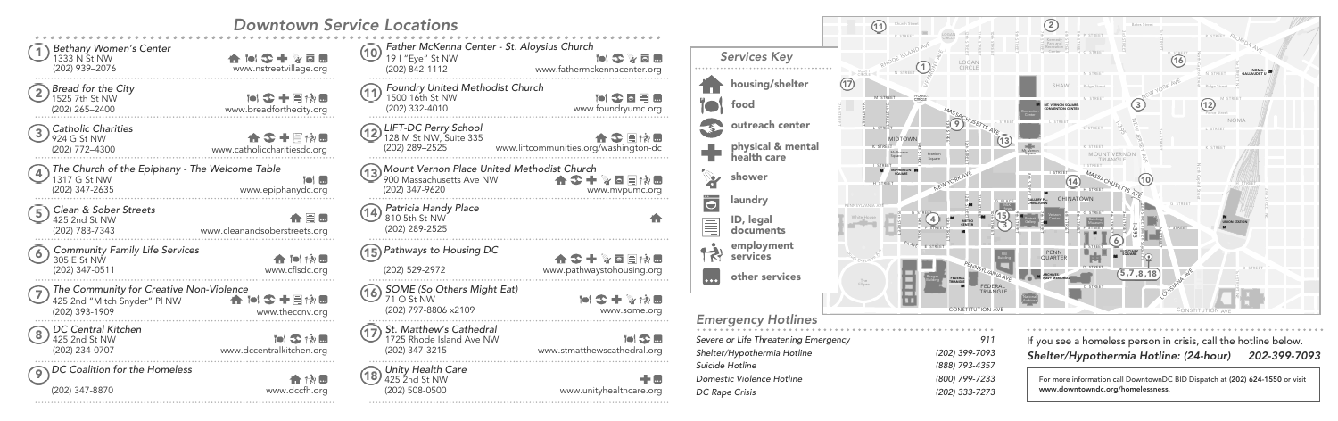# Downtown Service Locations

1. *Bethany Women's Center*
   1333 N St NW
   (202) 939–2076
   www.nstreetvillage.org

2. *Bread for the City*
   1525 7th St NW
   (202) 265–2400
   www.breadforthecity.org

3. *Catholic Charities*
   924 G St NW
   (202) 772–4300
   www.catholiccharitiesdc.org

4. *The Church of the Epiphany - The Welcome Table*
   1317 G St NW
   (202) 347-2635
   www.epiphanydc.org

5. *Clean & Sober Streets*
   425 2nd St NW
   (202) 783-7343
   www.cleanandsoberstreets.org

6. *Community Family Life Services*
   305 E St NW
   (202) 347-0511
   www.cflsdc.org

7. *The Community for Creative Non-Violence*
   425 2nd "Mitch Snyder" Pl NW
   (202) 393-1909
   www.theccnv.org

8. *DC Central Kitchen*
   425 2nd St NW
   (202) 234-0707
   www.dccentralkitchen.org

9. *DC Coalition for the Homeless*
   (202) 347-8870
   www.dccfh.org

10. *Father McKenna Center - St. Aloysius Church*
    19 I "Eye" St NW
    (202) 842-1112
    www.fathermckennacenter.org

11. *Foundry United Methodist Church*
    1500 16th St NW
    (202) 332-4010
    www.foundryumc.org

12. *LIFT-DC Perry School*
    128 M St NW, Suite 335
    (202) 289–2525
    www.liftcommunities.org/washington-dc

13. *Mount Vernon Place United Methodist Church*
    900 Massachusetts Ave NW
    (202) 347-9620
    www.mvpumc.org

14. *Patricia Handy Place*
    810 5th St NW
    (202) 289-2525

15. *Pathways to Housing DC*
    (202) 529-2972
    www.pathwaystohousing.org

16. *SOME (So Others Might Eat)*
    71 O St NW
    (202) 797-8806 x2109
    www.some.org

17. *St. Matthew's Cathedral*
    1725 Rhode Island Ave NW
    (202) 347-3215
    www.stmatthewscathedral.org

18. *Unity Health Care*
    425 2nd St NW
    (202) 508-0500
    www.unityhealthcare.org

## *Services Key*

- housing/shelter
- food
- outreach center
- physical & mental health care
- shower
- laundry
- ID, legal documents
- employment services
- other services

## *Emergency Hotlines*

| | |
|---|---|
| *Severe or Life Threatening Emergency* | *911* |
| *Shelter/Hypothermia Hotline* | *(202) 399-7093* |
| *Suicide Hotline* | *(888) 793-4357* |
| *Domestic Violence Hotline* | *(800) 799-7233* |
| *DC Rape Crisis* | *(202) 333-7273* |

If you see a homeless person in crisis, call the hotline below.

***Shelter/Hypothermia Hotline: (24-hour) 202-399-7093***

For more information call DowntownDC BID Dispatch at **(202) 624-1550** or visit **www.downtowndc.org/homelessness.**